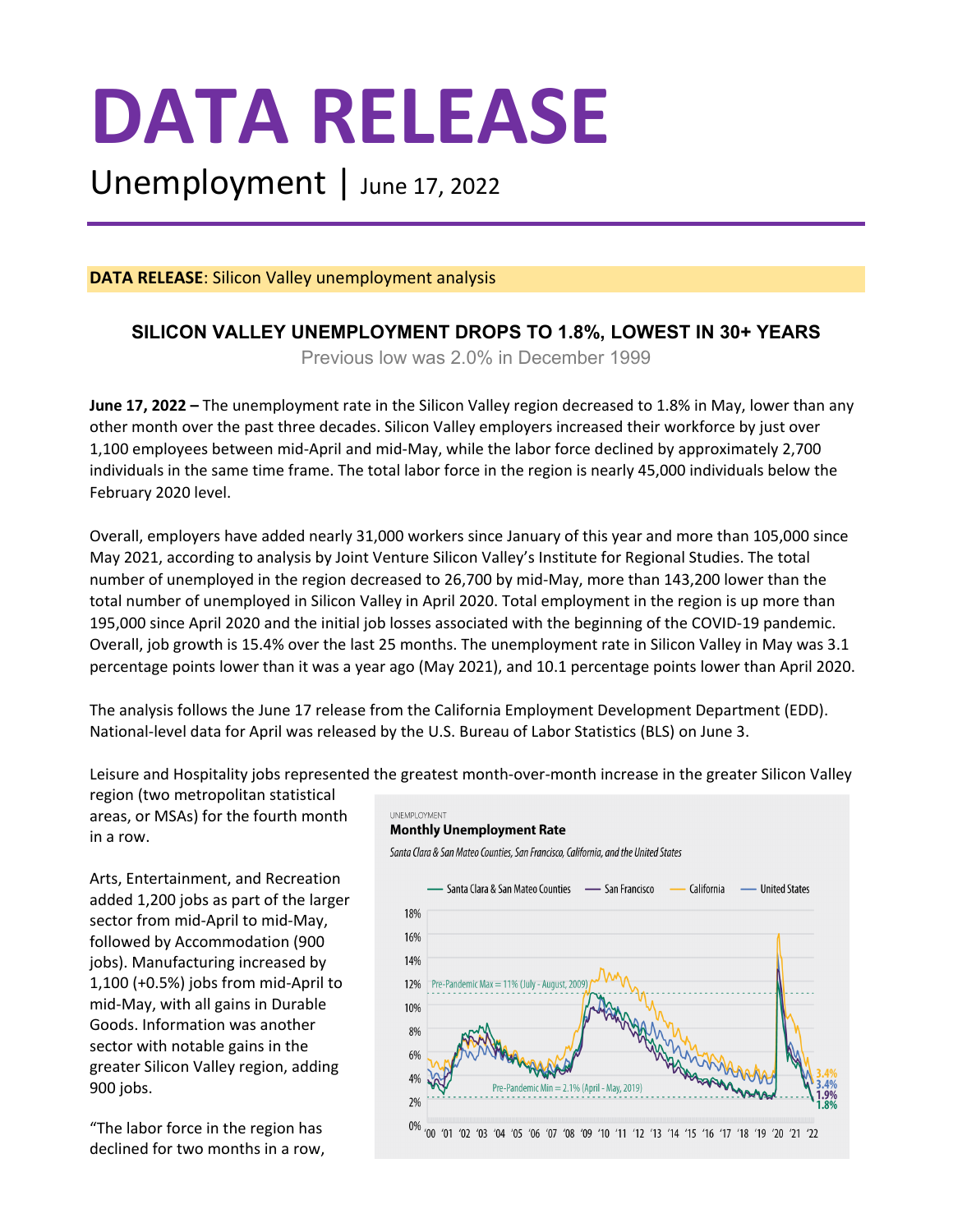# DATA RELEASE

Unemployment | June 17, 2022

**DATA RELEASE**: Silicon Valley unemployment analysis

## SILICON VALLEY UNEMPLOYMENT DROPS TO 1.8%, LOWEST IN 30+ YEARS

Previous low was 2.0% in December 1999

**June 17, 2022 –** The unemployment rate in the Silicon Valley region decreased to 1.8% in May, lower than any other month over the past three decades. Silicon Valley employers increased their workforce by just over 1,100 employees between mid-April and mid-May, while the labor force declined by approximately 2,700 individuals in the same time frame. The total labor force in the region is nearly 45,000 individuals below the February 2020 level.

Overall, employers have added nearly 31,000 workers since January of this year and more than 105,000 since May 2021, according to analysis by Joint Venture Silicon Valley's Institute for Regional Studies. The total number of unemployed in the region decreased to 26,700 by mid-May, more than 143,200 lower than the total number of unemployed in Silicon Valley in April 2020. Total employment in the region is up more than 195,000 since April 2020 and the initial job losses associated with the beginning of the COVID-19 pandemic. Overall, job growth is 15.4% over the last 25 months. The unemployment rate in Silicon Valley in May was 3.1 percentage points lower than it was a year ago (May 2021), and 10.1 percentage points lower than April 2020.

The analysis follows the June 17 release from the California Employment Development Department (EDD). National-level data for April was released by the U.S. Bureau of Labor Statistics (BLS) on June 3.

Leisure and Hospitality jobs represented the greatest month-over-month increase in the greater Silicon Valley region (two metropolitan statistical areas, or MSAs) for the fourth month in a row.

Arts, Entertainment, and Recreation added 1,200 jobs as part of the larger sector from mid-April to mid-May, followed by Accommodation (900 jobs). Manufacturing increased by 1,100 (+0.5%) jobs from mid-April to mid-May, with all gains in Durable Goods. Information was another sector with notable gains in the greater Silicon Valley region, adding 900 jobs.

UNEMPLOYMENT
**Monthly Unemployment Rate**
*Santa Clara & San Mateo Counties, San Francisco, California, and the United States*

"The labor force in the region has declined for two months in a row,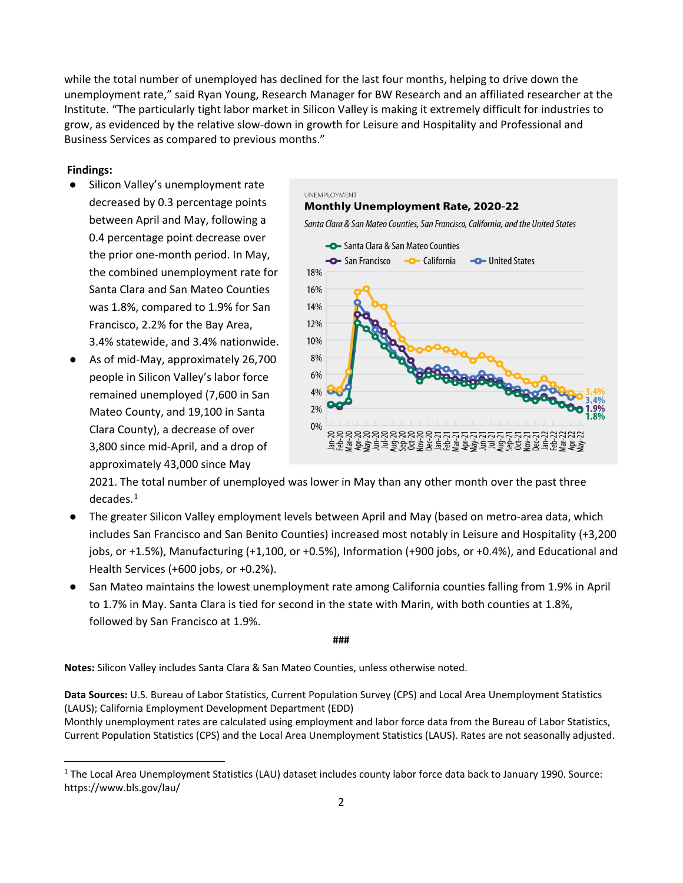while the total number of unemployed has declined for the last four months, helping to drive down the unemployment rate," said Ryan Young, Research Manager for BW Research and an affiliated researcher at the Institute. "The particularly tight labor market in Silicon Valley is making it extremely difficult for industries to grow, as evidenced by the relative slow-down in growth for Leisure and Hospitality and Professional and Business Services as compared to previous months."

**Findings:**

- Silicon Valley's unemployment rate decreased by 0.3 percentage points between April and May, following a 0.4 percentage point decrease over the prior one-month period. In May, the combined unemployment rate for Santa Clara and San Mateo Counties was 1.8%, compared to 1.9% for San Francisco, 2.2% for the Bay Area, 3.4% statewide, and 3.4% nationwide.
- As of mid-May, approximately 26,700 people in Silicon Valley's labor force remained unemployed (7,600 in San Mateo County, and 19,100 in Santa Clara County), a decrease of over 3,800 since mid-April, and a drop of approximately 43,000 since May 2021. The total number of unemployed was lower in May than any other month over the past three decades.[1]
- The greater Silicon Valley employment levels between April and May (based on metro-area data, which includes San Francisco and San Benito Counties) increased most notably in Leisure and Hospitality (+3,200 jobs, or +1.5%), Manufacturing (+1,100, or +0.5%), Information (+900 jobs, or +0.4%), and Educational and Health Services (+600 jobs, or +0.2%).
- San Mateo maintains the lowest unemployment rate among California counties falling from 1.9% in April to 1.7% in May. Santa Clara is tied for second in the state with Marin, with both counties at 1.8%, followed by San Francisco at 1.9%.

UNEMPLOYMENT

**Monthly Unemployment Rate, 2020-22**

*Santa Clara & San Mateo Counties, San Francisco, California, and the United States*

###

**Notes:** Silicon Valley includes Santa Clara & San Mateo Counties, unless otherwise noted.

**Data Sources:** U.S. Bureau of Labor Statistics, Current Population Survey (CPS) and Local Area Unemployment Statistics (LAUS); California Employment Development Department (EDD)
Monthly unemployment rates are calculated using employment and labor force data from the Bureau of Labor Statistics, Current Population Statistics (CPS) and the Local Area Unemployment Statistics (LAUS). Rates are not seasonally adjusted.

[1] The Local Area Unemployment Statistics (LAU) dataset includes county labor force data back to January 1990. Source: https://www.bls.gov/lau/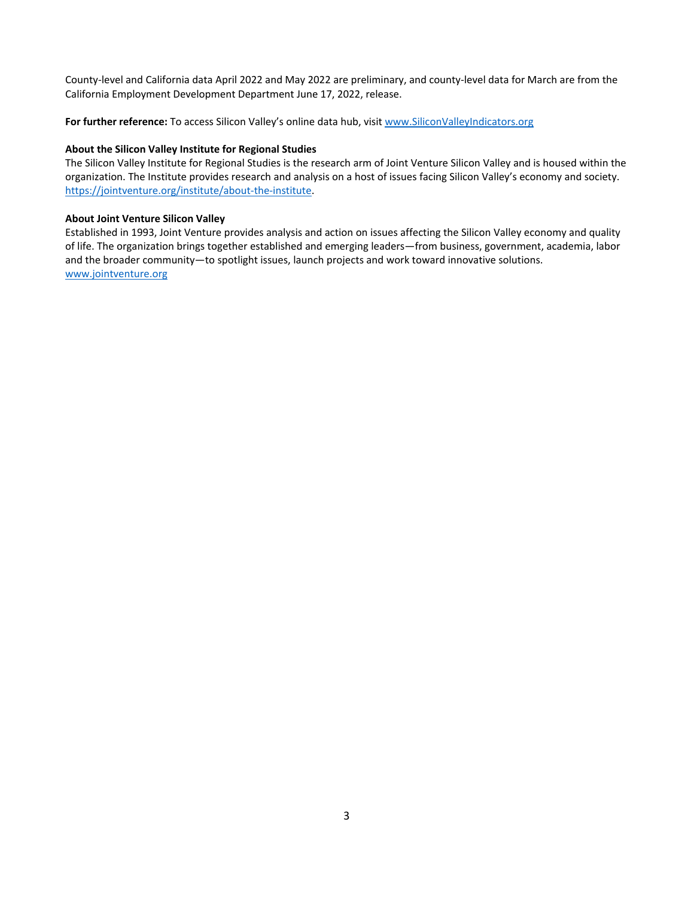County-level and California data April 2022 and May 2022 are preliminary, and county-level data for March are from the California Employment Development Department June 17, 2022, release.

**For further reference:** To access Silicon Valley's online data hub, visit [www.SiliconValleyIndicators.org](http://www.SiliconValleyIndicators.org)

**About the Silicon Valley Institute for Regional Studies**

The Silicon Valley Institute for Regional Studies is the research arm of Joint Venture Silicon Valley and is housed within the organization. The Institute provides research and analysis on a host of issues facing Silicon Valley's economy and society. [https://jointventure.org/institute/about-the-institute](https://jointventure.org/institute/about-the-institute).

**About Joint Venture Silicon Valley**

Established in 1993, Joint Venture provides analysis and action on issues affecting the Silicon Valley economy and quality of life. The organization brings together established and emerging leaders—from business, government, academia, labor and the broader community—to spotlight issues, launch projects and work toward innovative solutions. [www.jointventure.org](http://www.jointventure.org)